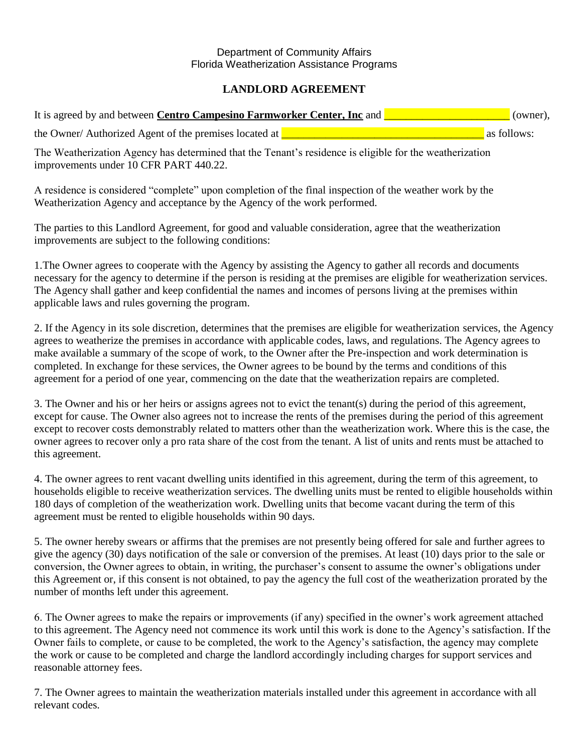Department of Community Affairs
Florida Weatherization Assistance Programs

## LANDLORD AGREEMENT

It is agreed by and between **Centro Campesino Farmworker Center, Inc** and ______________________ (owner), the Owner/ Authorized Agent of the premises located at ____________________________________ as follows:

The Weatherization Agency has determined that the Tenant's residence is eligible for the weatherization improvements under 10 CFR PART 440.22.

A residence is considered "complete" upon completion of the final inspection of the weather work by the Weatherization Agency and acceptance by the Agency of the work performed.

The parties to this Landlord Agreement, for good and valuable consideration, agree that the weatherization improvements are subject to the following conditions:

1.The Owner agrees to cooperate with the Agency by assisting the Agency to gather all records and documents necessary for the agency to determine if the person is residing at the premises are eligible for weatherization services. The Agency shall gather and keep confidential the names and incomes of persons living at the premises within applicable laws and rules governing the program.

2. If the Agency in its sole discretion, determines that the premises are eligible for weatherization services, the Agency agrees to weatherize the premises in accordance with applicable codes, laws, and regulations. The Agency agrees to make available a summary of the scope of work, to the Owner after the Pre-inspection and work determination is completed. In exchange for these services, the Owner agrees to be bound by the terms and conditions of this agreement for a period of one year, commencing on the date that the weatherization repairs are completed.

3. The Owner and his or her heirs or assigns agrees not to evict the tenant(s) during the period of this agreement, except for cause. The Owner also agrees not to increase the rents of the premises during the period of this agreement except to recover costs demonstrably related to matters other than the weatherization work. Where this is the case, the owner agrees to recover only a pro rata share of the cost from the tenant. A list of units and rents must be attached to this agreement.

4. The owner agrees to rent vacant dwelling units identified in this agreement, during the term of this agreement, to households eligible to receive weatherization services. The dwelling units must be rented to eligible households within 180 days of completion of the weatherization work. Dwelling units that become vacant during the term of this agreement must be rented to eligible households within 90 days.

5. The owner hereby swears or affirms that the premises are not presently being offered for sale and further agrees to give the agency (30) days notification of the sale or conversion of the premises. At least (10) days prior to the sale or conversion, the Owner agrees to obtain, in writing, the purchaser's consent to assume the owner's obligations under this Agreement or, if this consent is not obtained, to pay the agency the full cost of the weatherization prorated by the number of months left under this agreement.

6. The Owner agrees to make the repairs or improvements (if any) specified in the owner's work agreement attached to this agreement. The Agency need not commence its work until this work is done to the Agency's satisfaction. If the Owner fails to complete, or cause to be completed, the work to the Agency's satisfaction, the agency may complete the work or cause to be completed and charge the landlord accordingly including charges for support services and reasonable attorney fees.

7. The Owner agrees to maintain the weatherization materials installed under this agreement in accordance with all relevant codes.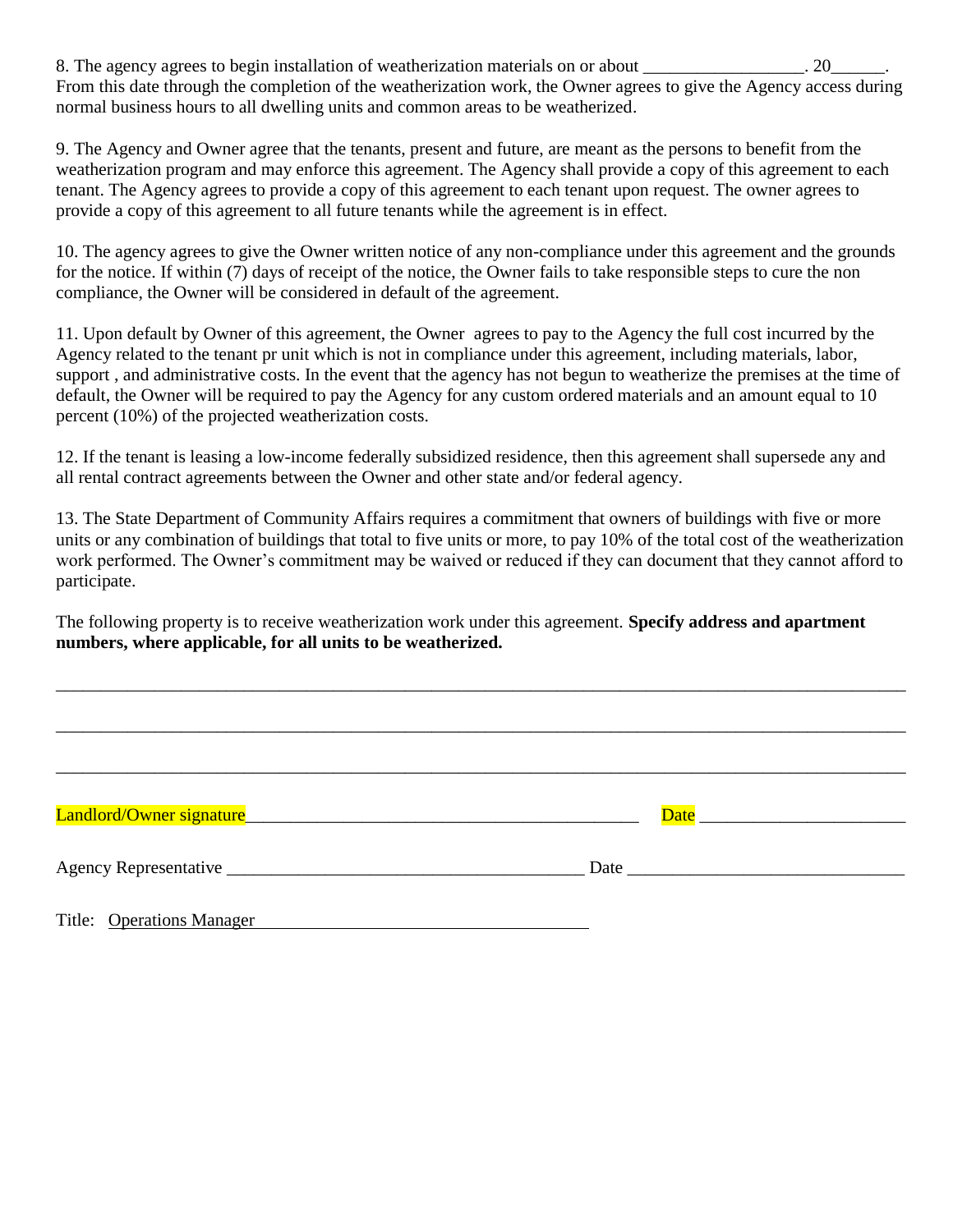8. The agency agrees to begin installation of weatherization materials on or about __________________. 20______. From this date through the completion of the weatherization work, the Owner agrees to give the Agency access during normal business hours to all dwelling units and common areas to be weatherized.

9. The Agency and Owner agree that the tenants, present and future, are meant as the persons to benefit from the weatherization program and may enforce this agreement. The Agency shall provide a copy of this agreement to each tenant. The Agency agrees to provide a copy of this agreement to each tenant upon request. The owner agrees to provide a copy of this agreement to all future tenants while the agreement is in effect.

10. The agency agrees to give the Owner written notice of any non-compliance under this agreement and the grounds for the notice. If within (7) days of receipt of the notice, the Owner fails to take responsible steps to cure the non compliance, the Owner will be considered in default of the agreement.

11. Upon default by Owner of this agreement, the Owner agrees to pay to the Agency the full cost incurred by the Agency related to the tenant pr unit which is not in compliance under this agreement, including materials, labor, support , and administrative costs. In the event that the agency has not begun to weatherize the premises at the time of default, the Owner will be required to pay the Agency for any custom ordered materials and an amount equal to 10 percent (10%) of the projected weatherization costs.

12. If the tenant is leasing a low-income federally subsidized residence, then this agreement shall supersede any and all rental contract agreements between the Owner and other state and/or federal agency.

13. The State Department of Community Affairs requires a commitment that owners of buildings with five or more units or any combination of buildings that total to five units or more, to pay 10% of the total cost of the weatherization work performed. The Owner's commitment may be waived or reduced if they can document that they cannot afford to participate.

The following property is to receive weatherization work under this agreement. **Specify address and apartment numbers, where applicable, for all units to be weatherized.**

______________________________________________________________________________

______________________________________________________________________________

______________________________________________________________________________

Landlord/Owner signature_____________________________________________ Date _______________________

Agency Representative ________________________________________ Date _______________________________

Title: Operations Manager